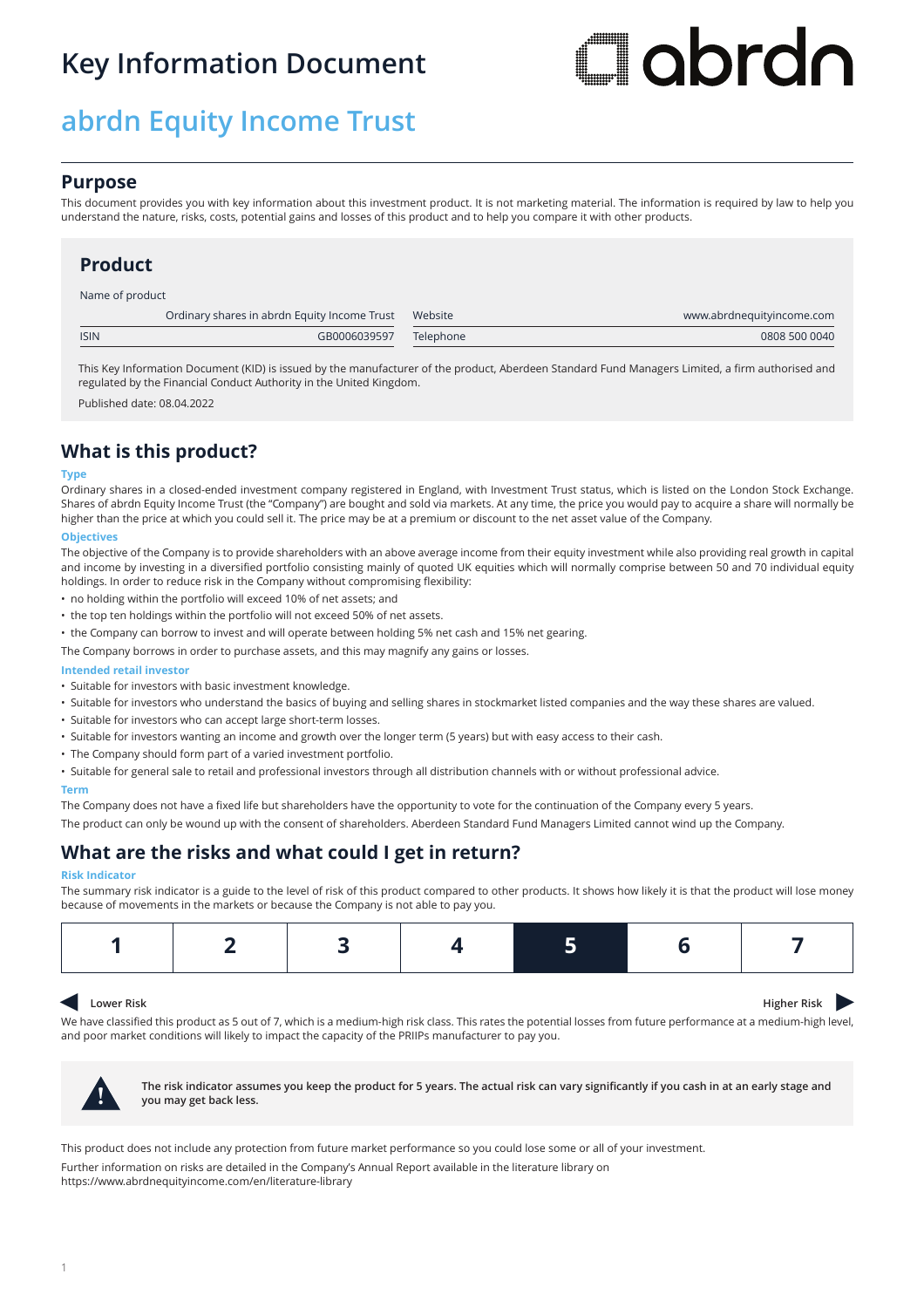# Key Information Document

## abrdn Equity Income Trust

## Purpose

This document provides you with key information about this investment product. It is not marketing material. The information is required by law to help you understand the nature, risks, costs, potential gains and losses of this product and to help you compare it with other products.

## Product

| Name of product | Ordinary shares in abrdn Equity Income Trust | Website | www.abrdnequityincome.com |
|---|---|---|---|
| ISIN | GB0006039597 | Telephone | 0808 500 0040 |

This Key Information Document (KID) is issued by the manufacturer of the product, Aberdeen Standard Fund Managers Limited, a firm authorised and regulated by the Financial Conduct Authority in the United Kingdom.

Published date: 08.04.2022

## What is this product?

### Type

Ordinary shares in a closed-ended investment company registered in England, with Investment Trust status, which is listed on the London Stock Exchange. Shares of abrdn Equity Income Trust (the "Company") are bought and sold via markets. At any time, the price you would pay to acquire a share will normally be higher than the price at which you could sell it. The price may be at a premium or discount to the net asset value of the Company.

### Objectives

The objective of the Company is to provide shareholders with an above average income from their equity investment while also providing real growth in capital and income by investing in a diversified portfolio consisting mainly of quoted UK equities which will normally comprise between 50 and 70 individual equity holdings. In order to reduce risk in the Company without compromising flexibility:

- no holding within the portfolio will exceed 10% of net assets; and
- the top ten holdings within the portfolio will not exceed 50% of net assets.
- the Company can borrow to invest and will operate between holding 5% net cash and 15% net gearing.

The Company borrows in order to purchase assets, and this may magnify any gains or losses.

### Intended retail investor

- Suitable for investors with basic investment knowledge.
- Suitable for investors who understand the basics of buying and selling shares in stockmarket listed companies and the way these shares are valued.
- Suitable for investors who can accept large short-term losses.
- Suitable for investors wanting an income and growth over the longer term (5 years) but with easy access to their cash.
- The Company should form part of a varied investment portfolio.
- Suitable for general sale to retail and professional investors through all distribution channels with or without professional advice.

### Term

The Company does not have a fixed life but shareholders have the opportunity to vote for the continuation of the Company every 5 years.

The product can only be wound up with the consent of shareholders. Aberdeen Standard Fund Managers Limited cannot wind up the Company.

## What are the risks and what could I get in return?

### Risk Indicator

The summary risk indicator is a guide to the level of risk of this product compared to other products. It shows how likely it is that the product will lose money because of movements in the markets or because the Company is not able to pay you.

| 1 | 2 | 3 | 4 | **5** | 6 | 7 |
|---|---|---|---|---|---|---|

Lower Risk ◀ ▶ Higher Risk

We have classified this product as 5 out of 7, which is a medium-high risk class. This rates the potential losses from future performance at a medium-high level, and poor market conditions will likely to impact the capacity of the PRIIPs manufacturer to pay you.

**The risk indicator assumes you keep the product for 5 years. The actual risk can vary significantly if you cash in at an early stage and you may get back less.**

This product does not include any protection from future market performance so you could lose some or all of your investment.

Further information on risks are detailed in the Company's Annual Report available in the literature library on https://www.abrdnequityincome.com/en/literature-library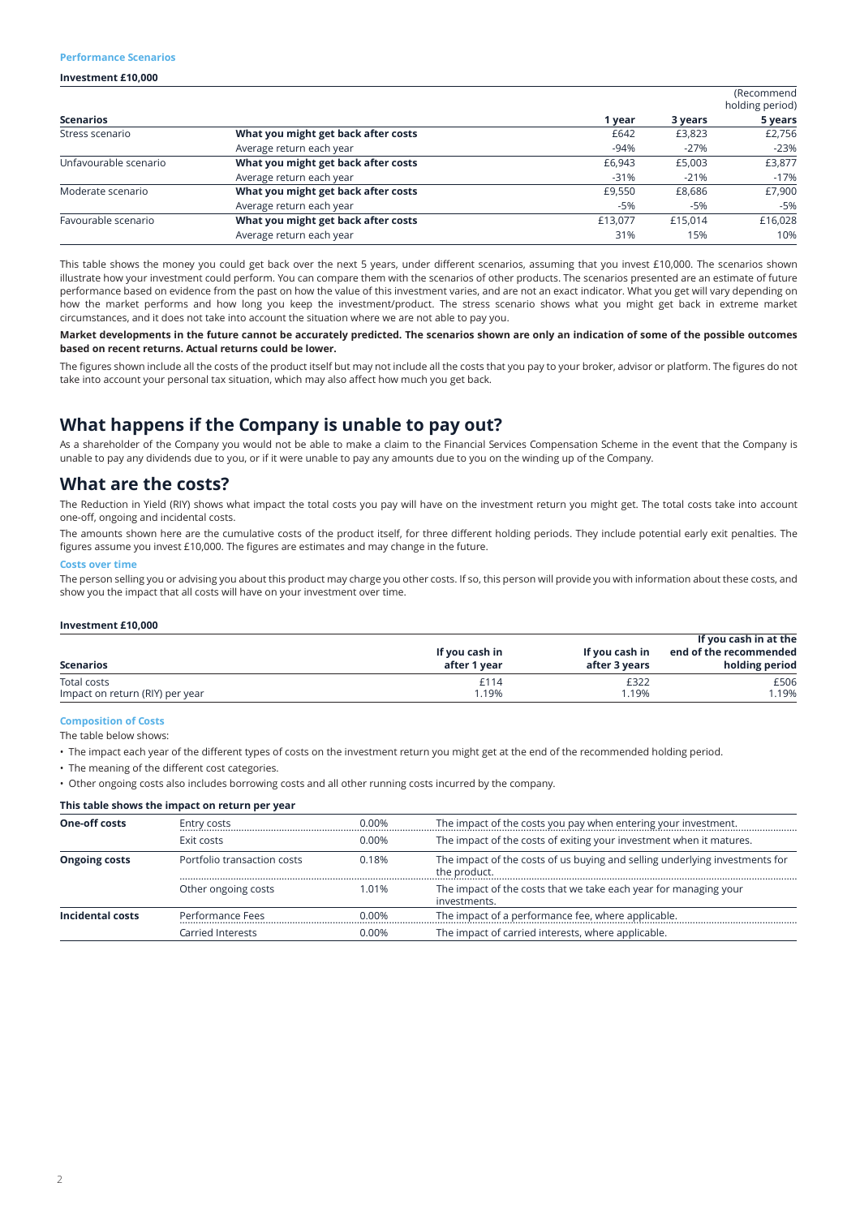### Performance Scenarios

**Investment £10,000**

| Scenarios | | 1 year | 3 years | (Recommend holding period) 5 years |
|---|---|---|---|---|
| Stress scenario | **What you might get back after costs** | £642 | £3,823 | £2,756 |
| | Average return each year | -94% | -27% | -23% |
| Unfavourable scenario | **What you might get back after costs** | £6,943 | £5,003 | £3,877 |
| | Average return each year | -31% | -21% | -17% |
| Moderate scenario | **What you might get back after costs** | £9,550 | £8,686 | £7,900 |
| | Average return each year | -5% | -5% | -5% |
| Favourable scenario | **What you might get back after costs** | £13,077 | £15,014 | £16,028 |
| | Average return each year | 31% | 15% | 10% |

This table shows the money you could get back over the next 5 years, under different scenarios, assuming that you invest £10,000. The scenarios shown illustrate how your investment could perform. You can compare them with the scenarios of other products. The scenarios presented are an estimate of future performance based on evidence from the past on how the value of this investment varies, and are not an exact indicator. What you get will vary depending on how the market performs and how long you keep the investment/product. The stress scenario shows what you might get back in extreme market circumstances, and it does not take into account the situation where we are not able to pay you.

**Market developments in the future cannot be accurately predicted. The scenarios shown are only an indication of some of the possible outcomes based on recent returns. Actual returns could be lower.**

The figures shown include all the costs of the product itself but may not include all the costs that you pay to your broker, advisor or platform. The figures do not take into account your personal tax situation, which may also affect how much you get back.

## What happens if the Company is unable to pay out?

As a shareholder of the Company you would not be able to make a claim to the Financial Services Compensation Scheme in the event that the Company is unable to pay any dividends due to you, or if it were unable to pay any amounts due to you on the winding up of the Company.

## What are the costs?

The Reduction in Yield (RIY) shows what impact the total costs you pay will have on the investment return you might get. The total costs take into account one-off, ongoing and incidental costs.

The amounts shown here are the cumulative costs of the product itself, for three different holding periods. They include potential early exit penalties. The figures assume you invest £10,000. The figures are estimates and may change in the future.

### Costs over time

The person selling you or advising you about this product may charge you other costs. If so, this person will provide you with information about these costs, and show you the impact that all costs will have on your investment over time.

**Investment £10,000**

| Scenarios | If you cash in after 1 year | If you cash in after 3 years | If you cash in at the end of the recommended holding period |
|---|---|---|---|
| Total costs | £114 | £322 | £506 |
| Impact on return (RIY) per year | 1.19% | 1.19% | 1.19% |

### Composition of Costs

The table below shows:

- The impact each year of the different types of costs on the investment return you might get at the end of the recommended holding period.
- The meaning of the different cost categories.
- Other ongoing costs also includes borrowing costs and all other running costs incurred by the company.

**This table shows the impact on return per year**

| | | | |
|---|---|---|---|
| **One-off costs** | Entry costs | 0.00% | The impact of the costs you pay when entering your investment. |
| | Exit costs | 0.00% | The impact of the costs of exiting your investment when it matures. |
| **Ongoing costs** | Portfolio transaction costs | 0.18% | The impact of the costs of us buying and selling underlying investments for the product. |
| | Other ongoing costs | 1.01% | The impact of the costs that we take each year for managing your investments. |
| **Incidental costs** | Performance Fees | 0.00% | The impact of a performance fee, where applicable. |
| | Carried Interests | 0.00% | The impact of carried interests, where applicable. |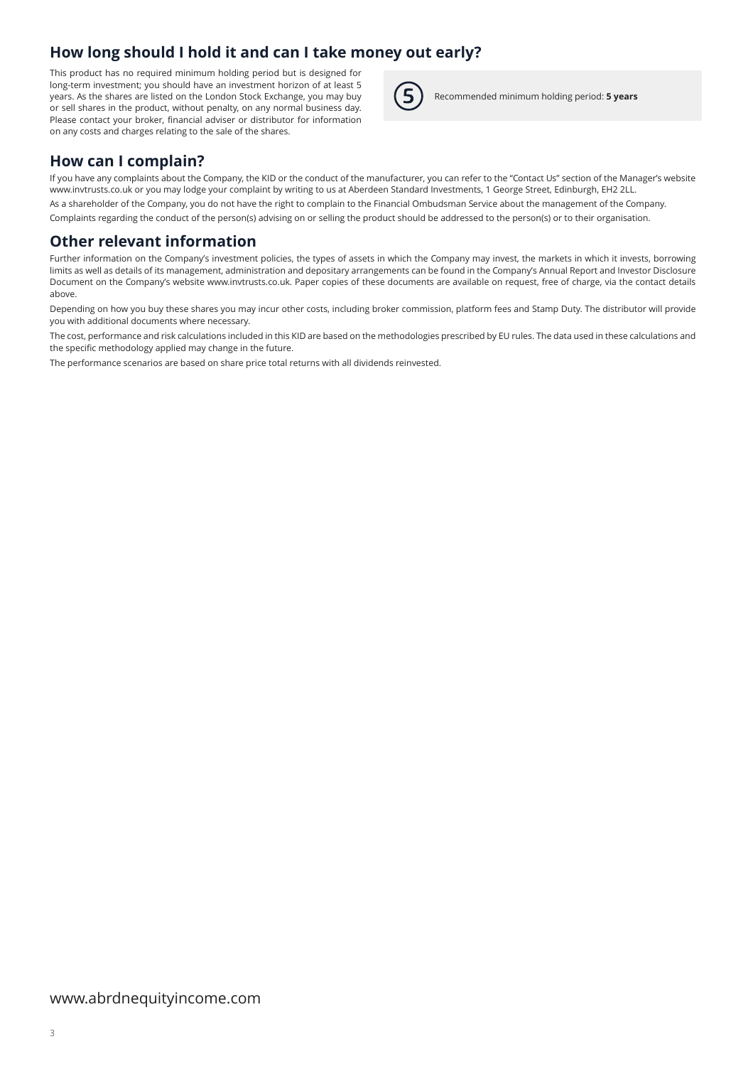## How long should I hold it and can I take money out early?

This product has no required minimum holding period but is designed for long-term investment; you should have an investment horizon of at least 5 years. As the shares are listed on the London Stock Exchange, you may buy or sell shares in the product, without penalty, on any normal business day. Please contact your broker, financial adviser or distributor for information on any costs and charges relating to the sale of the shares.

5

Recommended minimum holding period: **5 years**

## How can I complain?

If you have any complaints about the Company, the KID or the conduct of the manufacturer, you can refer to the "Contact Us" section of the Manager's website www.invtrusts.co.uk or you may lodge your complaint by writing to us at Aberdeen Standard Investments, 1 George Street, Edinburgh, EH2 2LL.

As a shareholder of the Company, you do not have the right to complain to the Financial Ombudsman Service about the management of the Company.

Complaints regarding the conduct of the person(s) advising on or selling the product should be addressed to the person(s) or to their organisation.

## Other relevant information

Further information on the Company's investment policies, the types of assets in which the Company may invest, the markets in which it invests, borrowing limits as well as details of its management, administration and depositary arrangements can be found in the Company's Annual Report and Investor Disclosure Document on the Company's website www.invtrusts.co.uk. Paper copies of these documents are available on request, free of charge, via the contact details above.

Depending on how you buy these shares you may incur other costs, including broker commission, platform fees and Stamp Duty. The distributor will provide you with additional documents where necessary.

The cost, performance and risk calculations included in this KID are based on the methodologies prescribed by EU rules. The data used in these calculations and the specific methodology applied may change in the future.

The performance scenarios are based on share price total returns with all dividends reinvested.

www.abrdnequityincome.com